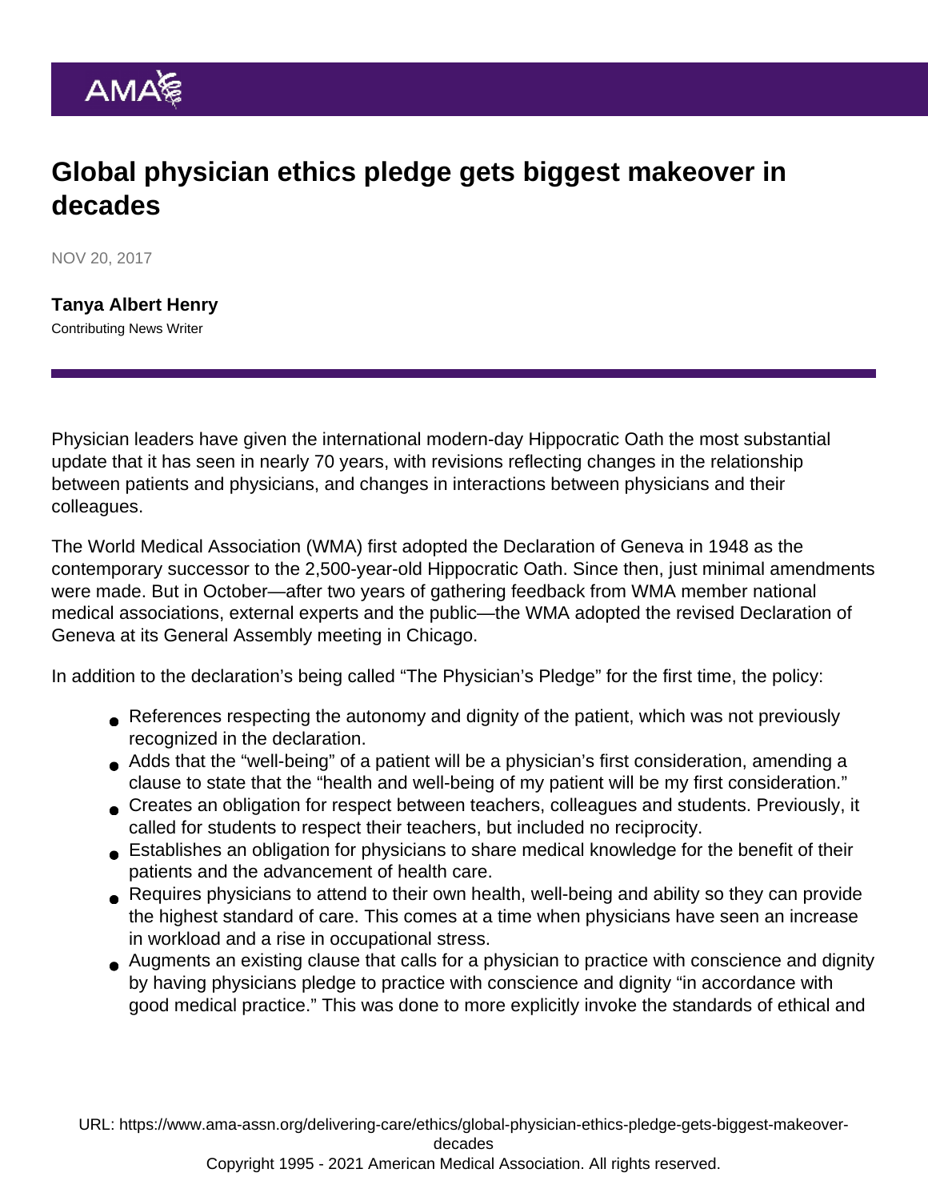# Global physician ethics pledge gets biggest makeover in decades

NOV 20, 2017

**Tanya Albert Henry**
Contributing News Writer

Physician leaders have given the international modern-day Hippocratic Oath the most substantial update that it has seen in nearly 70 years, with revisions reflecting changes in the relationship between patients and physicians, and changes in interactions between physicians and their colleagues.

The World Medical Association (WMA) first adopted the Declaration of Geneva in 1948 as the contemporary successor to the 2,500-year-old Hippocratic Oath. Since then, just minimal amendments were made. But in October—after two years of gathering feedback from WMA member national medical associations, external experts and the public—the WMA adopted the revised Declaration of Geneva at its General Assembly meeting in Chicago.

In addition to the declaration's being called "The Physician's Pledge" for the first time, the policy:

- References respecting the autonomy and dignity of the patient, which was not previously recognized in the declaration.
- Adds that the "well-being" of a patient will be a physician's first consideration, amending a clause to state that the "health and well-being of my patient will be my first consideration."
- Creates an obligation for respect between teachers, colleagues and students. Previously, it called for students to respect their teachers, but included no reciprocity.
- Establishes an obligation for physicians to share medical knowledge for the benefit of their patients and the advancement of health care.
- Requires physicians to attend to their own health, well-being and ability so they can provide the highest standard of care. This comes at a time when physicians have seen an increase in workload and a rise in occupational stress.
- Augments an existing clause that calls for a physician to practice with conscience and dignity by having physicians pledge to practice with conscience and dignity "in accordance with good medical practice." This was done to more explicitly invoke the standards of ethical and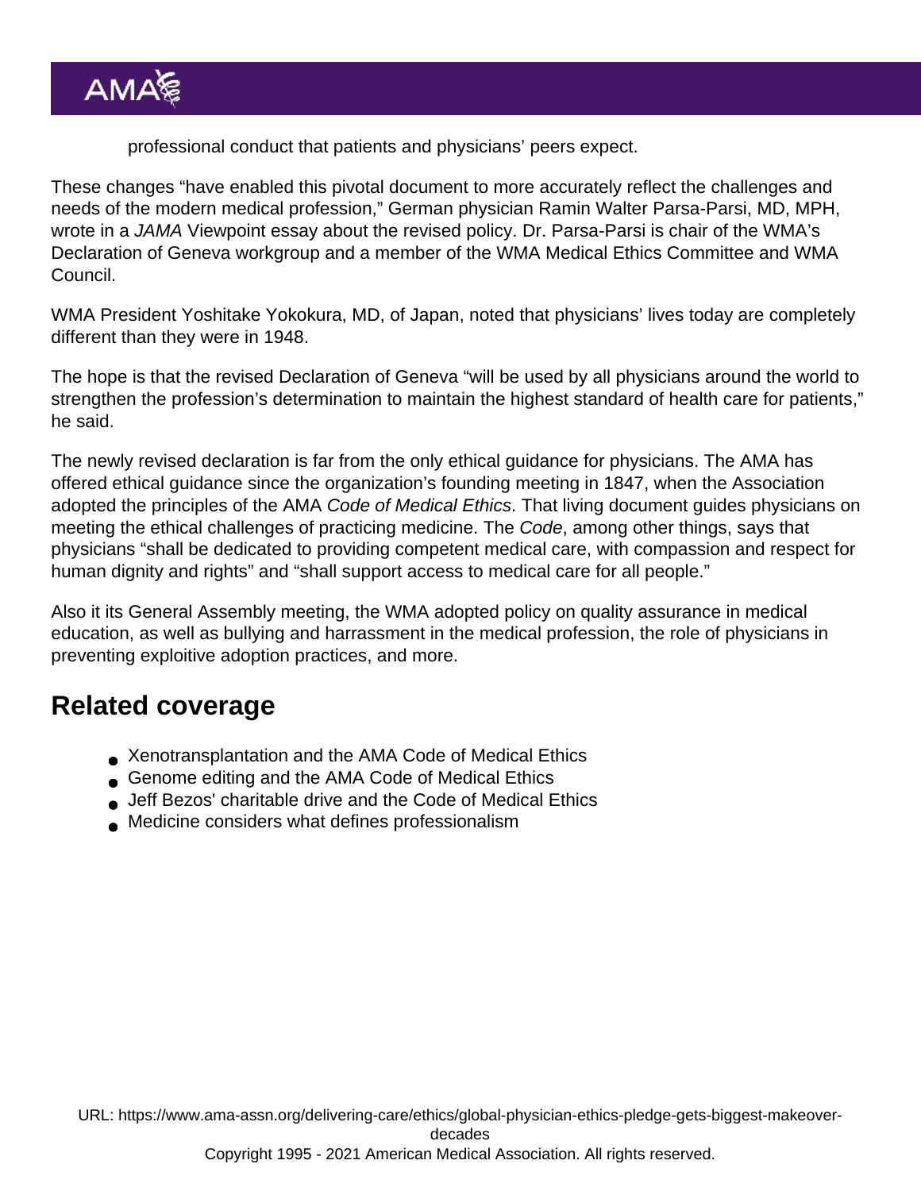professional conduct that patients and physicians' peers expect.

These changes "have enabled this pivotal document to more accurately reflect the challenges and needs of the modern medical profession," German physician Ramin Walter Parsa-Parsi, MD, MPH, wrote in a *JAMA* Viewpoint essay about the revised policy. Dr. Parsa-Parsi is chair of the WMA's Declaration of Geneva workgroup and a member of the WMA Medical Ethics Committee and WMA Council.

WMA President Yoshitake Yokokura, MD, of Japan, noted that physicians' lives today are completely different than they were in 1948.

The hope is that the revised Declaration of Geneva "will be used by all physicians around the world to strengthen the profession's determination to maintain the highest standard of health care for patients," he said.

The newly revised declaration is far from the only ethical guidance for physicians. The AMA has offered ethical guidance since the organization's founding meeting in 1847, when the Association adopted the principles of the AMA *Code of Medical Ethics*. That living document guides physicians on meeting the ethical challenges of practicing medicine. The *Code*, among other things, says that physicians "shall be dedicated to providing competent medical care, with compassion and respect for human dignity and rights" and "shall support access to medical care for all people."

Also it its General Assembly meeting, the WMA adopted policy on quality assurance in medical education, as well as bullying and harrassment in the medical profession, the role of physicians in preventing exploitive adoption practices, and more.

## Related coverage

- Xenotransplantation and the AMA Code of Medical Ethics
- Genome editing and the AMA Code of Medical Ethics
- Jeff Bezos' charitable drive and the Code of Medical Ethics
- Medicine considers what defines professionalism